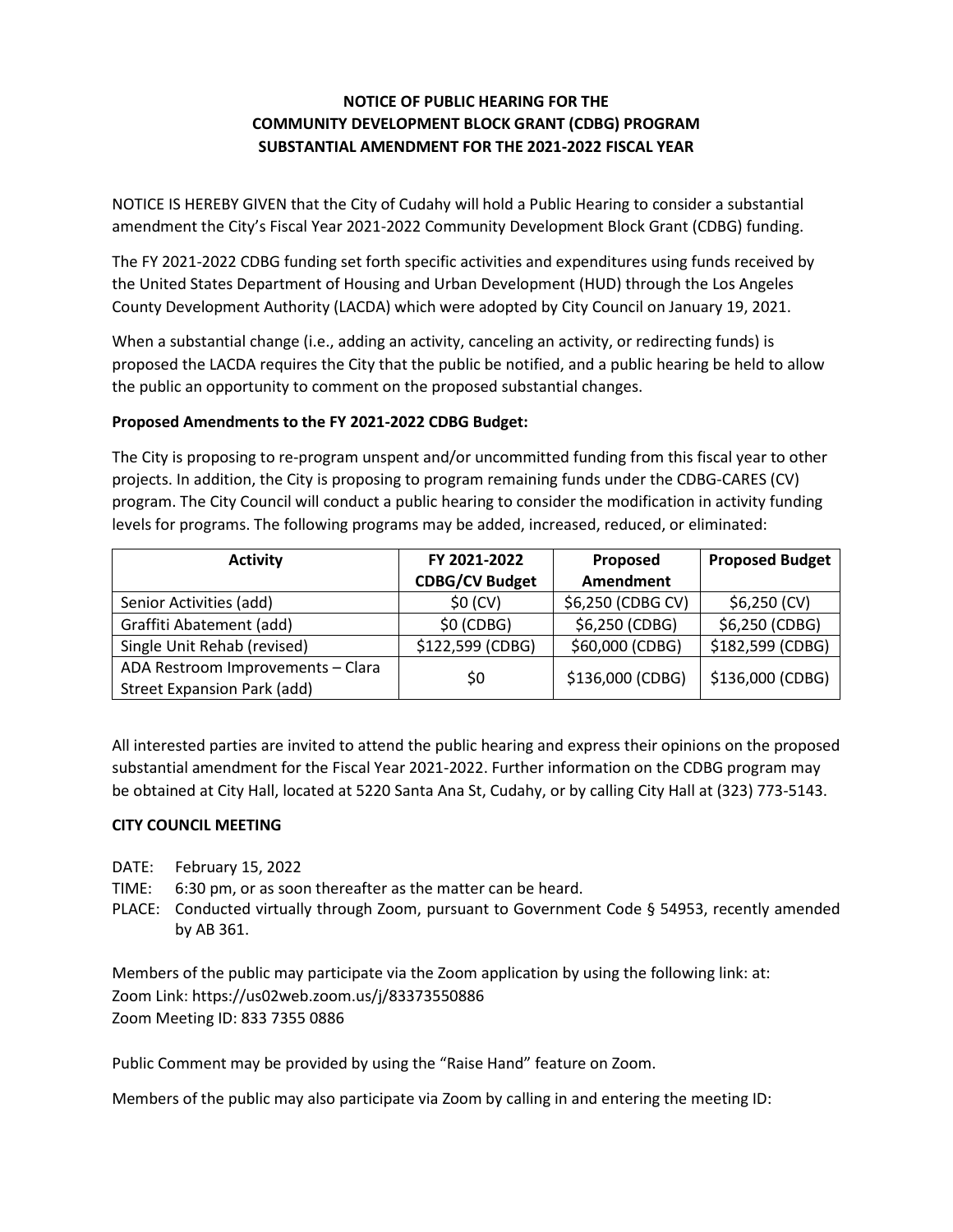**NOTICE OF PUBLIC HEARING FOR THE**
**COMMUNITY DEVELOPMENT BLOCK GRANT (CDBG) PROGRAM**
**SUBSTANTIAL AMENDMENT FOR THE 2021-2022 FISCAL YEAR**

NOTICE IS HEREBY GIVEN that the City of Cudahy will hold a Public Hearing to consider a substantial amendment the City's Fiscal Year 2021-2022 Community Development Block Grant (CDBG) funding.

The FY 2021-2022 CDBG funding set forth specific activities and expenditures using funds received by the United States Department of Housing and Urban Development (HUD) through the Los Angeles County Development Authority (LACDA) which were adopted by City Council on January 19, 2021.

When a substantial change (i.e., adding an activity, canceling an activity, or redirecting funds) is proposed the LACDA requires the City that the public be notified, and a public hearing be held to allow the public an opportunity to comment on the proposed substantial changes.

**Proposed Amendments to the FY 2021-2022 CDBG Budget:**

The City is proposing to re-program unspent and/or uncommitted funding from this fiscal year to other projects. In addition, the City is proposing to program remaining funds under the CDBG-CARES (CV) program. The City Council will conduct a public hearing to consider the modification in activity funding levels for programs. The following programs may be added, increased, reduced, or eliminated:

| Activity | FY 2021-2022 CDBG/CV Budget | Proposed Amendment | Proposed Budget |
|---|---|---|---|
| Senior Activities (add) | $0 (CV) | $6,250 (CDBG CV) | $6,250 (CV) |
| Graffiti Abatement (add) | $0 (CDBG) | $6,250 (CDBG) | $6,250 (CDBG) |
| Single Unit Rehab (revised) | $122,599 (CDBG) | $60,000 (CDBG) | $182,599 (CDBG) |
| ADA Restroom Improvements – Clara Street Expansion Park (add) | $0 | $136,000 (CDBG) | $136,000 (CDBG) |

All interested parties are invited to attend the public hearing and express their opinions on the proposed substantial amendment for the Fiscal Year 2021-2022. Further information on the CDBG program may be obtained at City Hall, located at 5220 Santa Ana St, Cudahy, or by calling City Hall at (323) 773-5143.

**CITY COUNCIL MEETING**

DATE: February 15, 2022
TIME: 6:30 pm, or as soon thereafter as the matter can be heard.
PLACE: Conducted virtually through Zoom, pursuant to Government Code § 54953, recently amended by AB 361.

Members of the public may participate via the Zoom application by using the following link: at:
Zoom Link: https://us02web.zoom.us/j/83373550886
Zoom Meeting ID: 833 7355 0886

Public Comment may be provided by using the "Raise Hand" feature on Zoom.

Members of the public may also participate via Zoom by calling in and entering the meeting ID: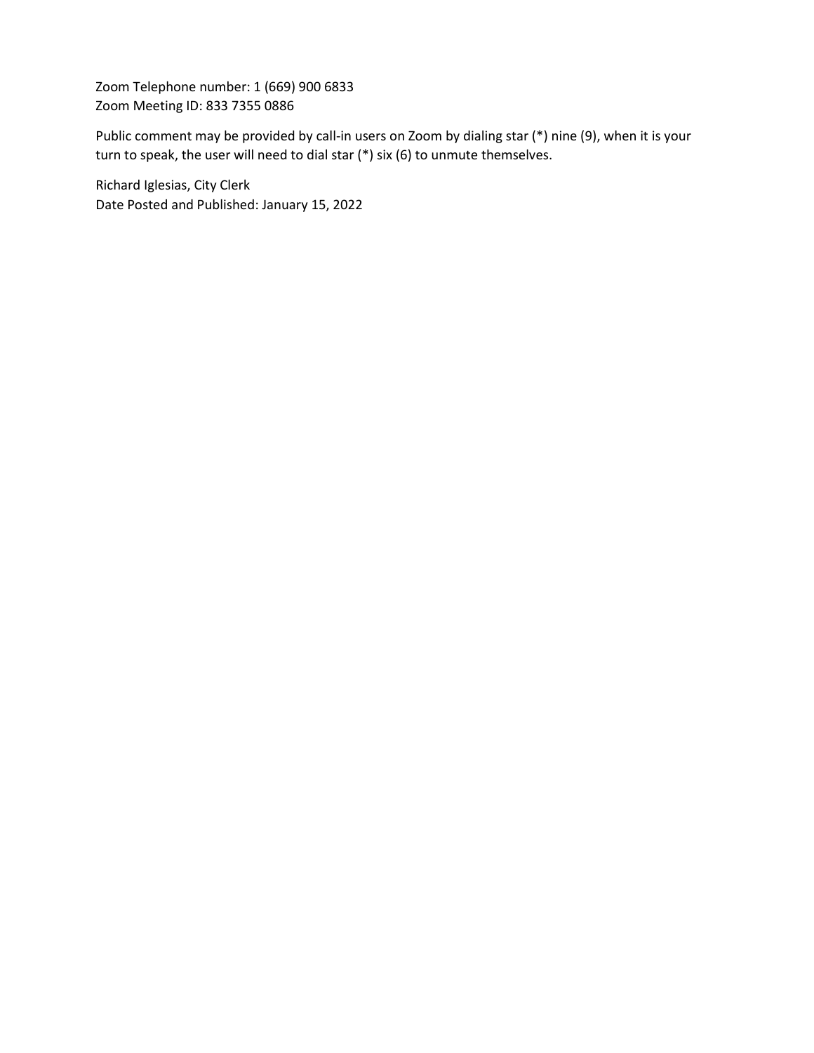Zoom Telephone number: 1 (669) 900 6833
Zoom Meeting ID: 833 7355 0886

Public comment may be provided by call-in users on Zoom by dialing star (*) nine (9), when it is your turn to speak, the user will need to dial star (*) six (6) to unmute themselves.

Richard Iglesias, City Clerk
Date Posted and Published: January 15, 2022